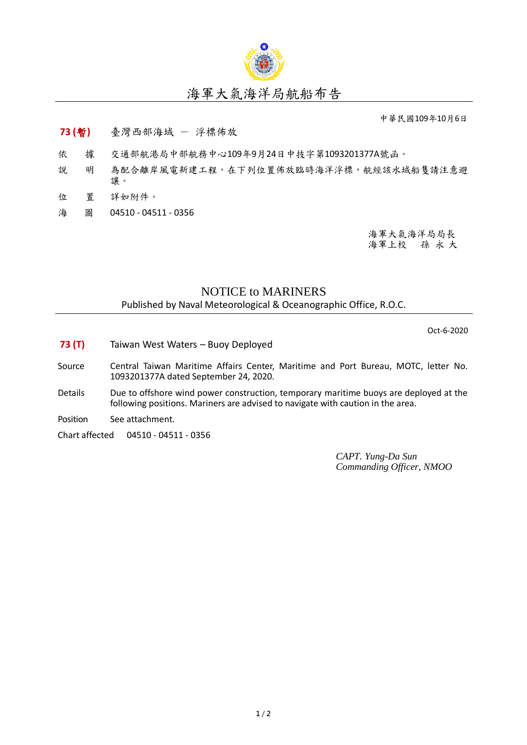# 海軍大氣海洋局航船布告

中華民國109年10月6日

**73 (暫)**　臺灣西部海域 － 浮標佈放

依　據　交通部航港局中部航務中心109年9月24日中技字第1093201377A號函。

說　明　為配合離岸風電新建工程，在下列位置佈放臨時海洋浮標，航經該水域船隻請注意避讓。

位　置　詳如附件。

海　圖　04510 - 04511 - 0356

海軍大氣海洋局局長
海軍上校　孫 永 大

## NOTICE to MARINERS

Published by Naval Meteorological & Oceanographic Office, R.O.C.

Oct-6-2020

**73 (T)**　Taiwan West Waters – Buoy Deployed

Source　Central Taiwan Maritime Affairs Center, Maritime and Port Bureau, MOTC, letter No. 1093201377A dated September 24, 2020.

Details　Due to offshore wind power construction, temporary maritime buoys are deployed at the following positions. Mariners are advised to navigate with caution in the area.

Position　See attachment.

Chart affected　04510 - 04511 - 0356

*CAPT. Yung-Da Sun*
*Commanding Officer, NMOO*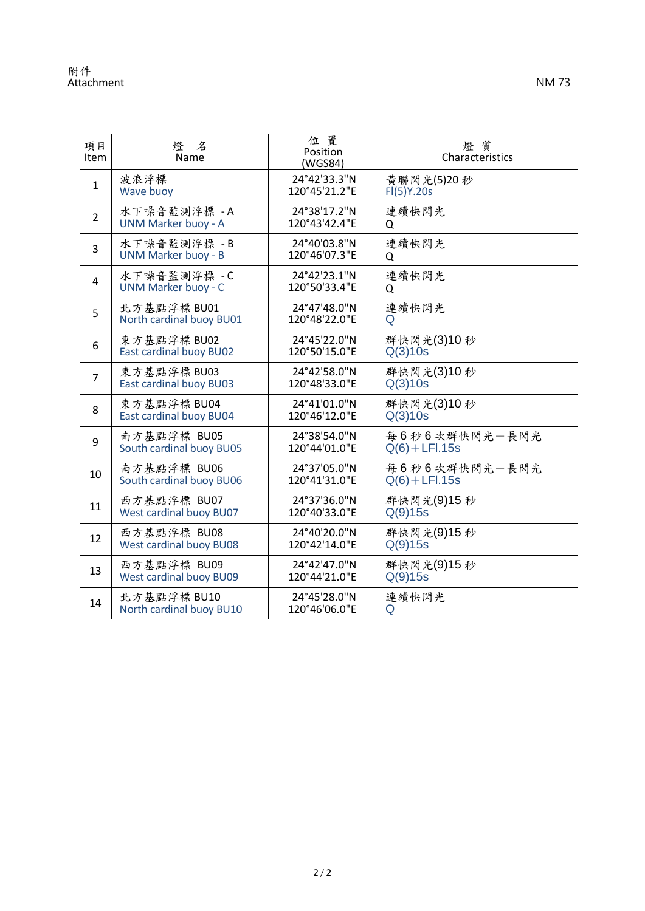附件
Attachment

NM 73

| 項目 Item | 燈　名 Name | 位 置 Position (WGS84) | 燈　質 Characteristics |
|---|---|---|---|
| 1 | 波浪浮標<br>Wave buoy | 24°42'33.3"N<br>120°45'21.2"E | 黃聯閃光(5)20 秒<br>Fl(5)Y.20s |
| 2 | 水下噪音監測浮標 -A<br>UNM Marker buoy - A | 24°38'17.2"N<br>120°43'42.4"E | 連續快閃光<br>Q |
| 3 | 水下噪音監測浮標 -B<br>UNM Marker buoy - B | 24°40'03.8"N<br>120°46'07.3"E | 連續快閃光<br>Q |
| 4 | 水下噪音監測浮標 -C<br>UNM Marker buoy - C | 24°42'23.1"N<br>120°50'33.4"E | 連續快閃光<br>Q |
| 5 | 北方基點浮標 BU01<br>North cardinal buoy BU01 | 24°47'48.0"N<br>120°48'22.0"E | 連續快閃光<br>Q |
| 6 | 東方基點浮標 BU02<br>East cardinal buoy BU02 | 24°45'22.0"N<br>120°50'15.0"E | 群快閃光(3)10 秒<br>Q(3)10s |
| 7 | 東方基點浮標 BU03<br>East cardinal buoy BU03 | 24°42'58.0"N<br>120°48'33.0"E | 群快閃光(3)10 秒<br>Q(3)10s |
| 8 | 東方基點浮標 BU04<br>East cardinal buoy BU04 | 24°41'01.0"N<br>120°46'12.0"E | 群快閃光(3)10 秒<br>Q(3)10s |
| 9 | 南方基點浮標 BU05<br>South cardinal buoy BU05 | 24°38'54.0"N<br>120°44'01.0"E | 每 6 秒 6 次群快閃光＋長閃光<br>Q(6)＋LFl.15s |
| 10 | 南方基點浮標 BU06<br>South cardinal buoy BU06 | 24°37'05.0"N<br>120°41'31.0"E | 每 6 秒 6 次群快閃光＋長閃光<br>Q(6)＋LFl.15s |
| 11 | 西方基點浮標 BU07<br>West cardinal buoy BU07 | 24°37'36.0"N<br>120°40'33.0"E | 群快閃光(9)15 秒<br>Q(9)15s |
| 12 | 西方基點浮標 BU08<br>West cardinal buoy BU08 | 24°40'20.0"N<br>120°42'14.0"E | 群快閃光(9)15 秒<br>Q(9)15s |
| 13 | 西方基點浮標 BU09<br>West cardinal buoy BU09 | 24°42'47.0"N<br>120°44'21.0"E | 群快閃光(9)15 秒<br>Q(9)15s |
| 14 | 北方基點浮標 BU10<br>North cardinal buoy BU10 | 24°45'28.0"N<br>120°46'06.0"E | 連續快閃光<br>Q |